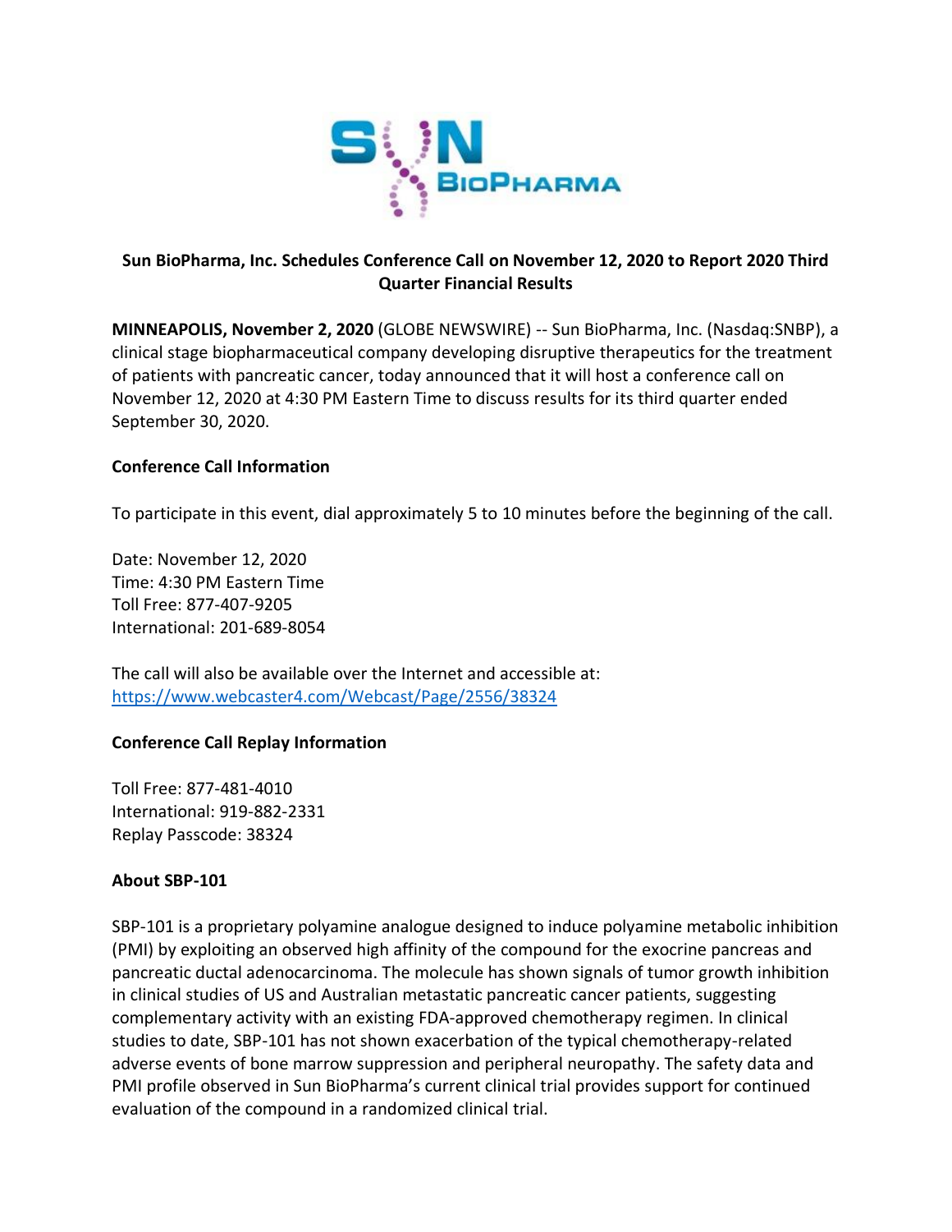**Sun BioPharma, Inc. Schedules Conference Call on November 12, 2020 to Report 2020 Third Quarter Financial Results**

**MINNEAPOLIS, November 2, 2020** (GLOBE NEWSWIRE) -- Sun BioPharma, Inc. (Nasdaq:SNBP), a clinical stage biopharmaceutical company developing disruptive therapeutics for the treatment of patients with pancreatic cancer, today announced that it will host a conference call on November 12, 2020 at 4:30 PM Eastern Time to discuss results for its third quarter ended September 30, 2020.

**Conference Call Information**

To participate in this event, dial approximately 5 to 10 minutes before the beginning of the call.

Date: November 12, 2020
Time: 4:30 PM Eastern Time
Toll Free: 877-407-9205
International: 201-689-8054

The call will also be available over the Internet and accessible at:
https://www.webcaster4.com/Webcast/Page/2556/38324

**Conference Call Replay Information**

Toll Free: 877-481-4010
International: 919-882-2331
Replay Passcode: 38324

**About SBP-101**

SBP-101 is a proprietary polyamine analogue designed to induce polyamine metabolic inhibition (PMI) by exploiting an observed high affinity of the compound for the exocrine pancreas and pancreatic ductal adenocarcinoma. The molecule has shown signals of tumor growth inhibition in clinical studies of US and Australian metastatic pancreatic cancer patients, suggesting complementary activity with an existing FDA-approved chemotherapy regimen. In clinical studies to date, SBP-101 has not shown exacerbation of the typical chemotherapy-related adverse events of bone marrow suppression and peripheral neuropathy. The safety data and PMI profile observed in Sun BioPharma's current clinical trial provides support for continued evaluation of the compound in a randomized clinical trial.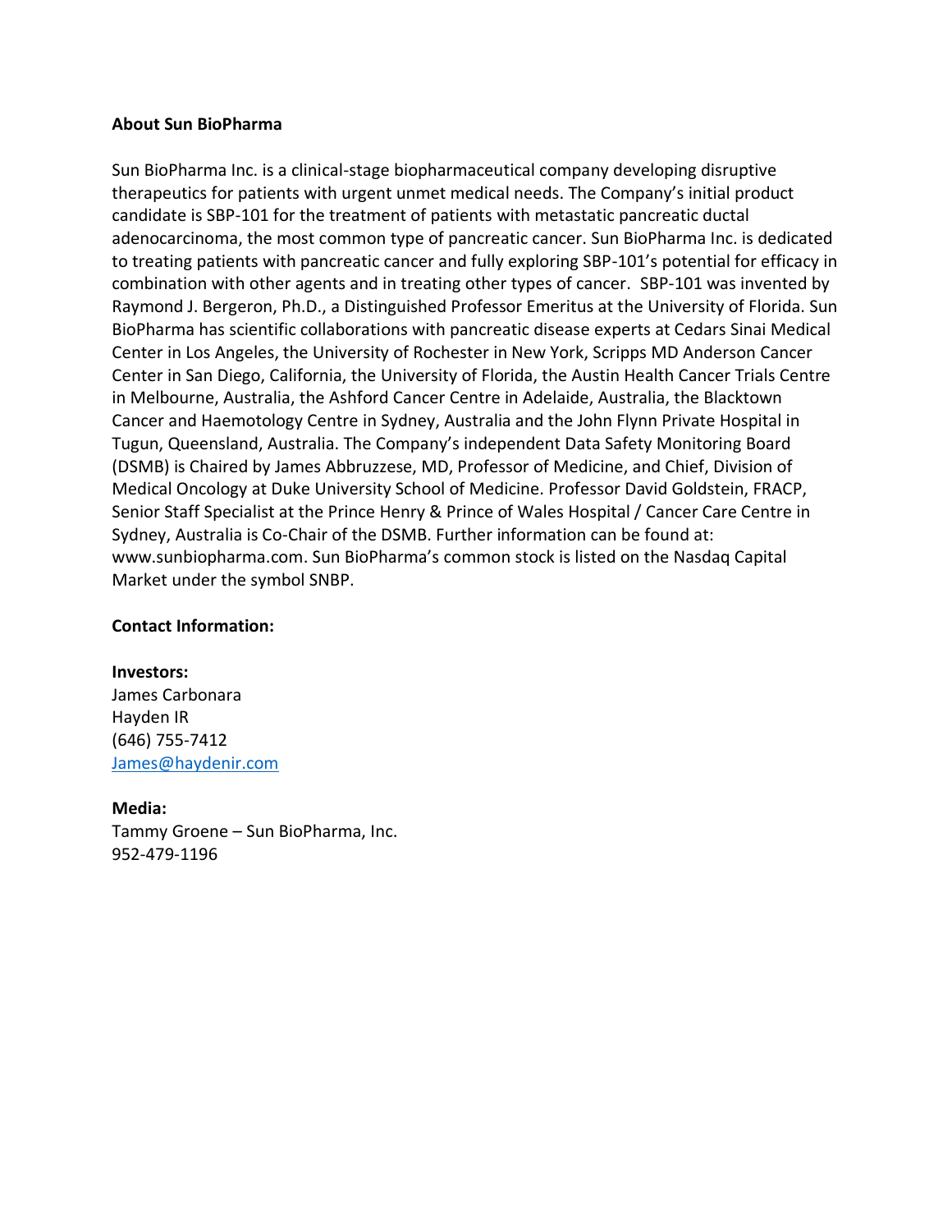**About Sun BioPharma**

Sun BioPharma Inc. is a clinical-stage biopharmaceutical company developing disruptive therapeutics for patients with urgent unmet medical needs. The Company's initial product candidate is SBP-101 for the treatment of patients with metastatic pancreatic ductal adenocarcinoma, the most common type of pancreatic cancer. Sun BioPharma Inc. is dedicated to treating patients with pancreatic cancer and fully exploring SBP-101's potential for efficacy in combination with other agents and in treating other types of cancer. SBP-101 was invented by Raymond J. Bergeron, Ph.D., a Distinguished Professor Emeritus at the University of Florida. Sun BioPharma has scientific collaborations with pancreatic disease experts at Cedars Sinai Medical Center in Los Angeles, the University of Rochester in New York, Scripps MD Anderson Cancer Center in San Diego, California, the University of Florida, the Austin Health Cancer Trials Centre in Melbourne, Australia, the Ashford Cancer Centre in Adelaide, Australia, the Blacktown Cancer and Haemotology Centre in Sydney, Australia and the John Flynn Private Hospital in Tugun, Queensland, Australia. The Company's independent Data Safety Monitoring Board (DSMB) is Chaired by James Abbruzzese, MD, Professor of Medicine, and Chief, Division of Medical Oncology at Duke University School of Medicine. Professor David Goldstein, FRACP, Senior Staff Specialist at the Prince Henry & Prince of Wales Hospital / Cancer Care Centre in Sydney, Australia is Co-Chair of the DSMB. Further information can be found at: www.sunbiopharma.com. Sun BioPharma's common stock is listed on the Nasdaq Capital Market under the symbol SNBP.

**Contact Information:**

**Investors:**
James Carbonara
Hayden IR
(646) 755-7412
James@haydenir.com

**Media:**
Tammy Groene – Sun BioPharma, Inc.
952-479-1196